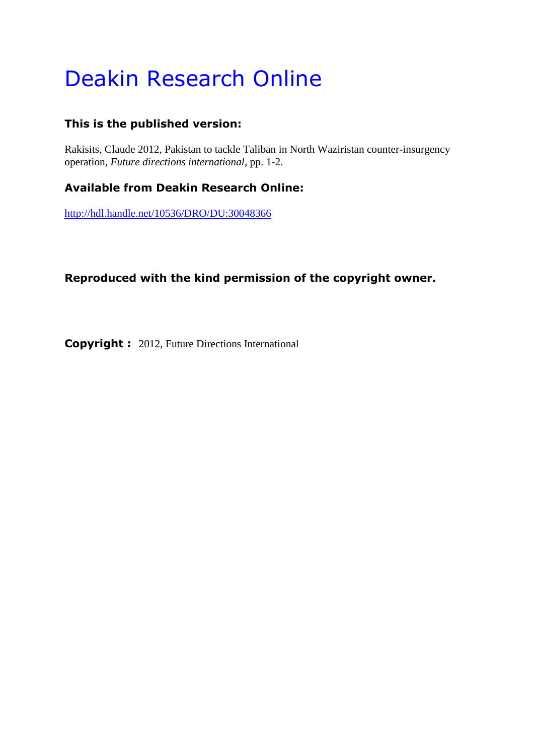# Deakin Research Online

**This is the published version:**

Rakisits, Claude 2012, Pakistan to tackle Taliban in North Waziristan counter-insurgency operation, *Future directions international*, pp. 1-2.

**Available from Deakin Research Online:**

http://hdl.handle.net/10536/DRO/DU:30048366

**Reproduced with the kind permission of the copyright owner.**

**Copyright :** 2012, Future Directions International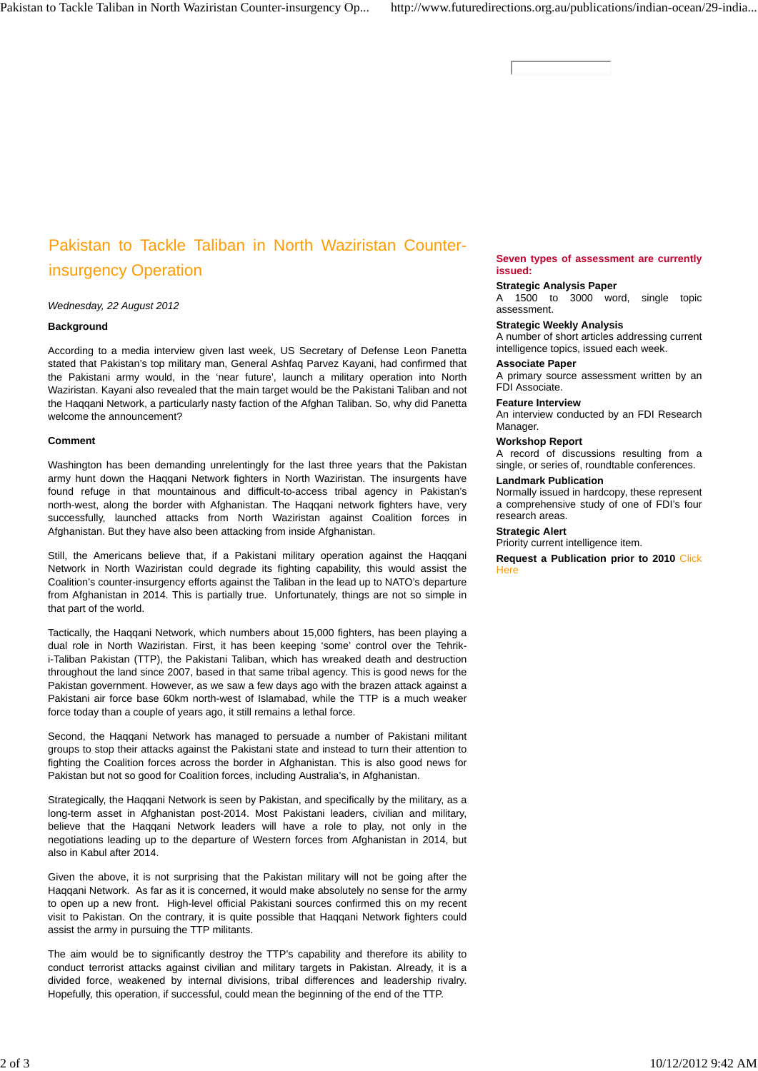# Pakistan to Tackle Taliban in North Waziristan Counter-insurgency Operation

*Wednesday, 22 August 2012*

**Background**

According to a media interview given last week, US Secretary of Defense Leon Panetta stated that Pakistan's top military man, General Ashfaq Parvez Kayani, had confirmed that the Pakistani army would, in the 'near future', launch a military operation into North Waziristan. Kayani also revealed that the main target would be the Pakistani Taliban and not the Haqqani Network, a particularly nasty faction of the Afghan Taliban. So, why did Panetta welcome the announcement?

**Comment**

Washington has been demanding unrelentingly for the last three years that the Pakistan army hunt down the Haqqani Network fighters in North Waziristan. The insurgents have found refuge in that mountainous and difficult-to-access tribal agency in Pakistan's north-west, along the border with Afghanistan. The Haqqani network fighters have, very successfully, launched attacks from North Waziristan against Coalition forces in Afghanistan. But they have also been attacking from inside Afghanistan.

Still, the Americans believe that, if a Pakistani military operation against the Haqqani Network in North Waziristan could degrade its fighting capability, this would assist the Coalition's counter-insurgency efforts against the Taliban in the lead up to NATO's departure from Afghanistan in 2014. This is partially true. Unfortunately, things are not so simple in that part of the world.

Tactically, the Haqqani Network, which numbers about 15,000 fighters, has been playing a dual role in North Waziristan. First, it has been keeping 'some' control over the Tehrik-i-Taliban Pakistan (TTP), the Pakistani Taliban, which has wreaked death and destruction throughout the land since 2007, based in that same tribal agency. This is good news for the Pakistan government. However, as we saw a few days ago with the brazen attack against a Pakistani air force base 60km north-west of Islamabad, while the TTP is a much weaker force today than a couple of years ago, it still remains a lethal force.

Second, the Haqqani Network has managed to persuade a number of Pakistani militant groups to stop their attacks against the Pakistani state and instead to turn their attention to fighting the Coalition forces across the border in Afghanistan. This is also good news for Pakistan but not so good for Coalition forces, including Australia's, in Afghanistan.

Strategically, the Haqqani Network is seen by Pakistan, and specifically by the military, as a long-term asset in Afghanistan post-2014. Most Pakistani leaders, civilian and military, believe that the Haqqani Network leaders will have a role to play, not only in the negotiations leading up to the departure of Western forces from Afghanistan in 2014, but also in Kabul after 2014.

Given the above, it is not surprising that the Pakistan military will not be going after the Haqqani Network. As far as it is concerned, it would make absolutely no sense for the army to open up a new front. High-level official Pakistani sources confirmed this on my recent visit to Pakistan. On the contrary, it is quite possible that Haqqani Network fighters could assist the army in pursuing the TTP militants.

The aim would be to significantly destroy the TTP's capability and therefore its ability to conduct terrorist attacks against civilian and military targets in Pakistan. Already, it is a divided force, weakened by internal divisions, tribal differences and leadership rivalry. Hopefully, this operation, if successful, could mean the beginning of the end of the TTP.

**Seven types of assessment are currently issued:**

**Strategic Analysis Paper**
A 1500 to 3000 word, single topic assessment.

**Strategic Weekly Analysis**
A number of short articles addressing current intelligence topics, issued each week.

**Associate Paper**
A primary source assessment written by an FDI Associate.

**Feature Interview**
An interview conducted by an FDI Research Manager.

**Workshop Report**
A record of discussions resulting from a single, or series of, roundtable conferences.

**Landmark Publication**
Normally issued in hardcopy, these represent a comprehensive study of one of FDI's four research areas.

**Strategic Alert**
Priority current intelligence item.

**Request a Publication prior to 2010** Click Here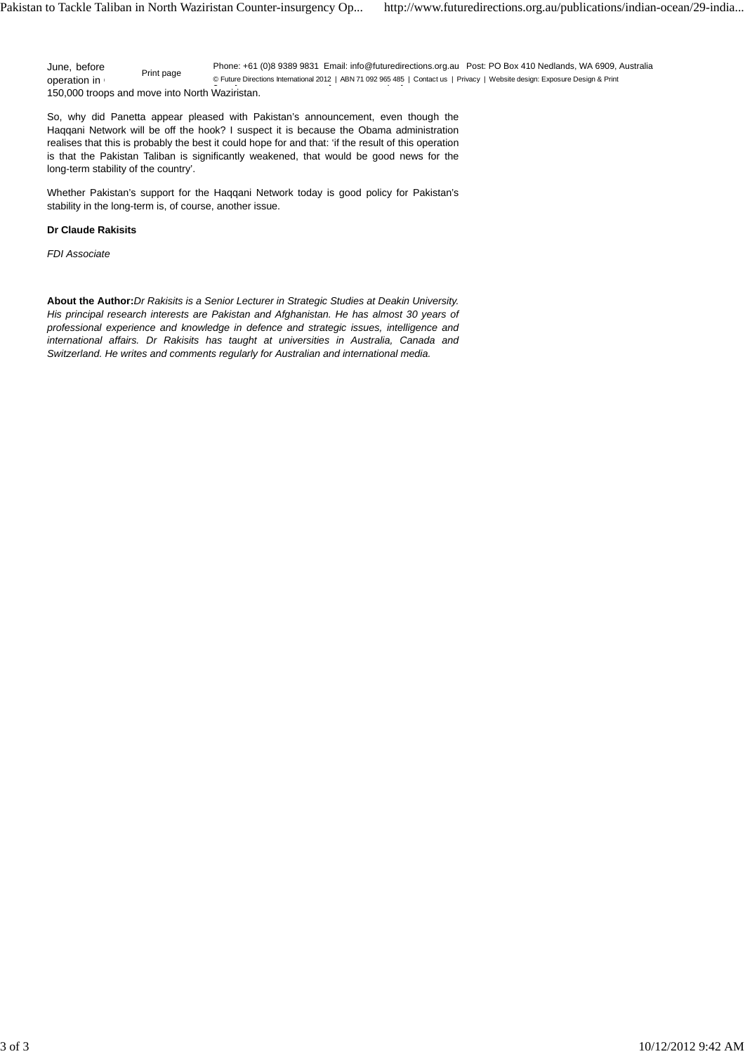June, before operation in 150,000 troops and move into North Waziristan.

So, why did Panetta appear pleased with Pakistan's announcement, even though the Haqqani Network will be off the hook? I suspect it is because the Obama administration realises that this is probably the best it could hope for and that: 'if the result of this operation is that the Pakistan Taliban is significantly weakened, that would be good news for the long-term stability of the country'.

Whether Pakistan's support for the Haqqani Network today is good policy for Pakistan's stability in the long-term is, of course, another issue.

**Dr Claude Rakisits**

*FDI Associate*

**About the Author:***Dr Rakisits is a Senior Lecturer in Strategic Studies at Deakin University. His principal research interests are Pakistan and Afghanistan. He has almost 30 years of professional experience and knowledge in defence and strategic issues, intelligence and international affairs. Dr Rakisits has taught at universities in Australia, Canada and Switzerland. He writes and comments regularly for Australian and international media.*